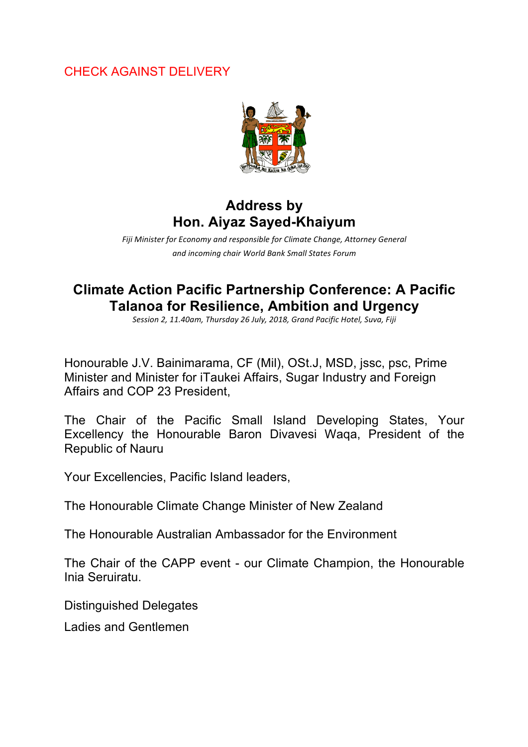CHECK AGAINST DELIVERY

# Address by
# Hon. Aiyaz Sayed-Khaiyum

*Fiji Minister for Economy and responsible for Climate Change, Attorney General and incoming chair World Bank Small States Forum*

## Climate Action Pacific Partnership Conference: A Pacific Talanoa for Resilience, Ambition and Urgency

*Session 2, 11.40am, Thursday 26 July, 2018, Grand Pacific Hotel, Suva, Fiji*

Honourable J.V. Bainimarama, CF (Mil), OSt.J, MSD, jssc, psc, Prime Minister and Minister for iTaukei Affairs, Sugar Industry and Foreign Affairs and COP 23 President,

The Chair of the Pacific Small Island Developing States, Your Excellency the Honourable Baron Divavesi Waqa, President of the Republic of Nauru

Your Excellencies, Pacific Island leaders,

The Honourable Climate Change Minister of New Zealand

The Honourable Australian Ambassador for the Environment

The Chair of the CAPP event - our Climate Champion, the Honourable Inia Seruiratu.

Distinguished Delegates

Ladies and Gentlemen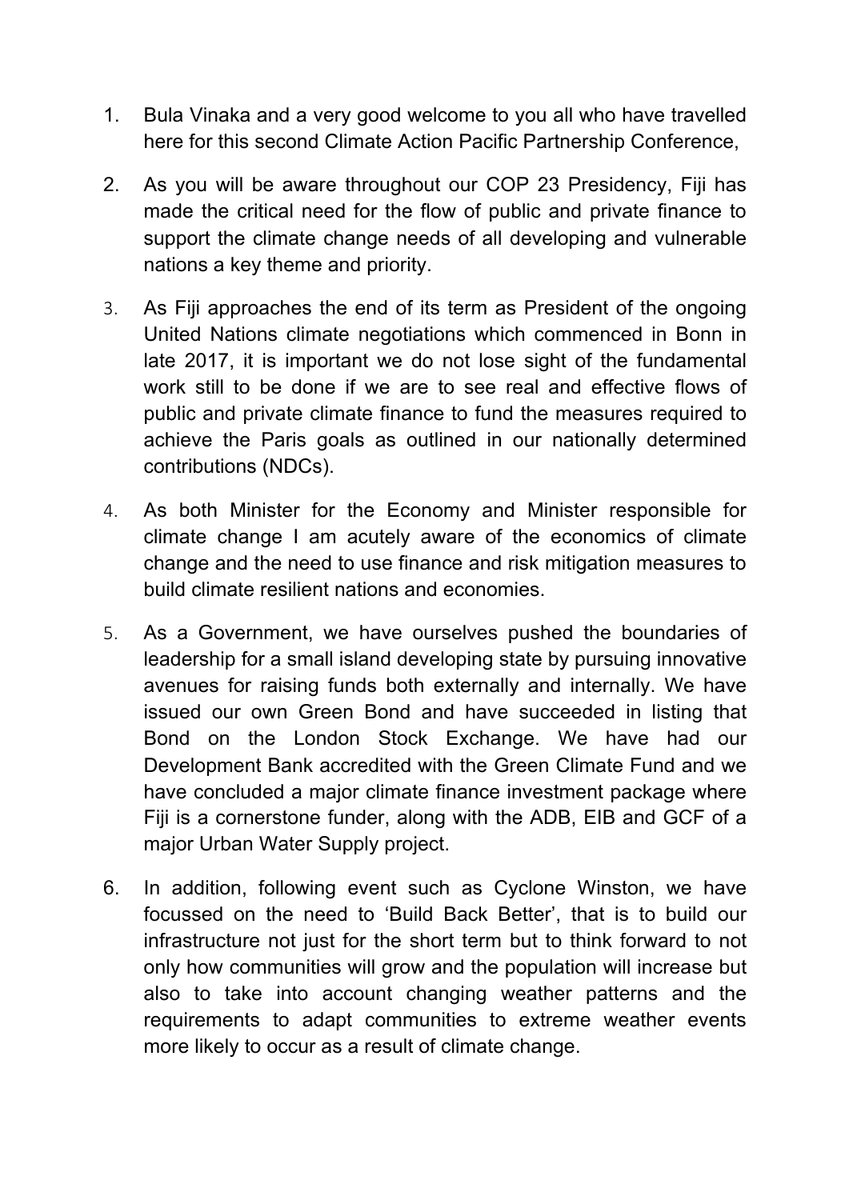1. Bula Vinaka and a very good welcome to you all who have travelled here for this second Climate Action Pacific Partnership Conference,

2. As you will be aware throughout our COP 23 Presidency, Fiji has made the critical need for the flow of public and private finance to support the climate change needs of all developing and vulnerable nations a key theme and priority.

3. As Fiji approaches the end of its term as President of the ongoing United Nations climate negotiations which commenced in Bonn in late 2017, it is important we do not lose sight of the fundamental work still to be done if we are to see real and effective flows of public and private climate finance to fund the measures required to achieve the Paris goals as outlined in our nationally determined contributions (NDCs).

4. As both Minister for the Economy and Minister responsible for climate change I am acutely aware of the economics of climate change and the need to use finance and risk mitigation measures to build climate resilient nations and economies.

5. As a Government, we have ourselves pushed the boundaries of leadership for a small island developing state by pursuing innovative avenues for raising funds both externally and internally. We have issued our own Green Bond and have succeeded in listing that Bond on the London Stock Exchange. We have had our Development Bank accredited with the Green Climate Fund and we have concluded a major climate finance investment package where Fiji is a cornerstone funder, along with the ADB, EIB and GCF of a major Urban Water Supply project.

6. In addition, following event such as Cyclone Winston, we have focussed on the need to 'Build Back Better', that is to build our infrastructure not just for the short term but to think forward to not only how communities will grow and the population will increase but also to take into account changing weather patterns and the requirements to adapt communities to extreme weather events more likely to occur as a result of climate change.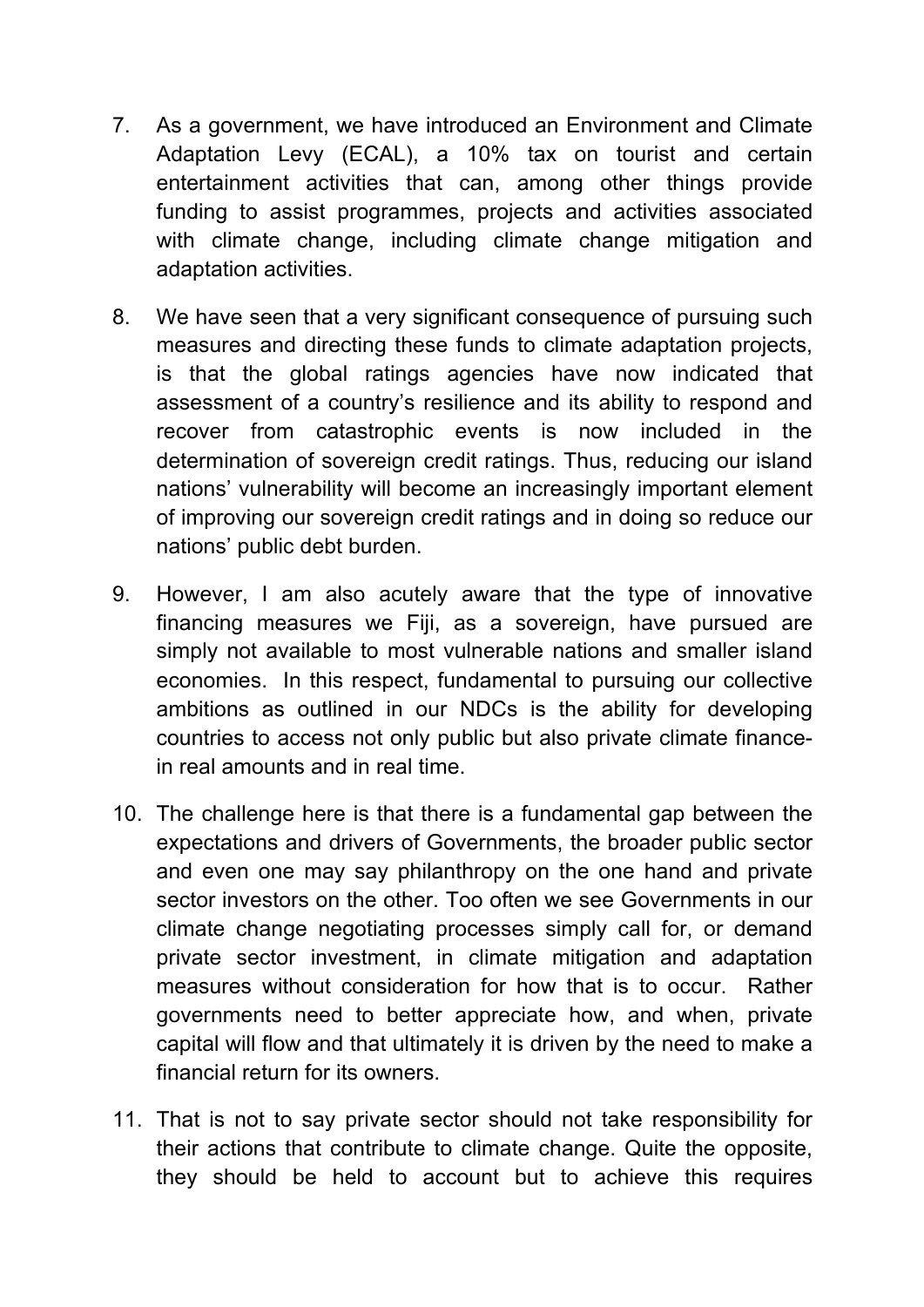7. As a government, we have introduced an Environment and Climate Adaptation Levy (ECAL), a 10% tax on tourist and certain entertainment activities that can, among other things provide funding to assist programmes, projects and activities associated with climate change, including climate change mitigation and adaptation activities.

8. We have seen that a very significant consequence of pursuing such measures and directing these funds to climate adaptation projects, is that the global ratings agencies have now indicated that assessment of a country's resilience and its ability to respond and recover from catastrophic events is now included in the determination of sovereign credit ratings. Thus, reducing our island nations' vulnerability will become an increasingly important element of improving our sovereign credit ratings and in doing so reduce our nations' public debt burden.

9. However, I am also acutely aware that the type of innovative financing measures we Fiji, as a sovereign, have pursued are simply not available to most vulnerable nations and smaller island economies. In this respect, fundamental to pursuing our collective ambitions as outlined in our NDCs is the ability for developing countries to access not only public but also private climate finance- in real amounts and in real time.

10. The challenge here is that there is a fundamental gap between the expectations and drivers of Governments, the broader public sector and even one may say philanthropy on the one hand and private sector investors on the other. Too often we see Governments in our climate change negotiating processes simply call for, or demand private sector investment, in climate mitigation and adaptation measures without consideration for how that is to occur. Rather governments need to better appreciate how, and when, private capital will flow and that ultimately it is driven by the need to make a financial return for its owners.

11. That is not to say private sector should not take responsibility for their actions that contribute to climate change. Quite the opposite, they should be held to account but to achieve this requires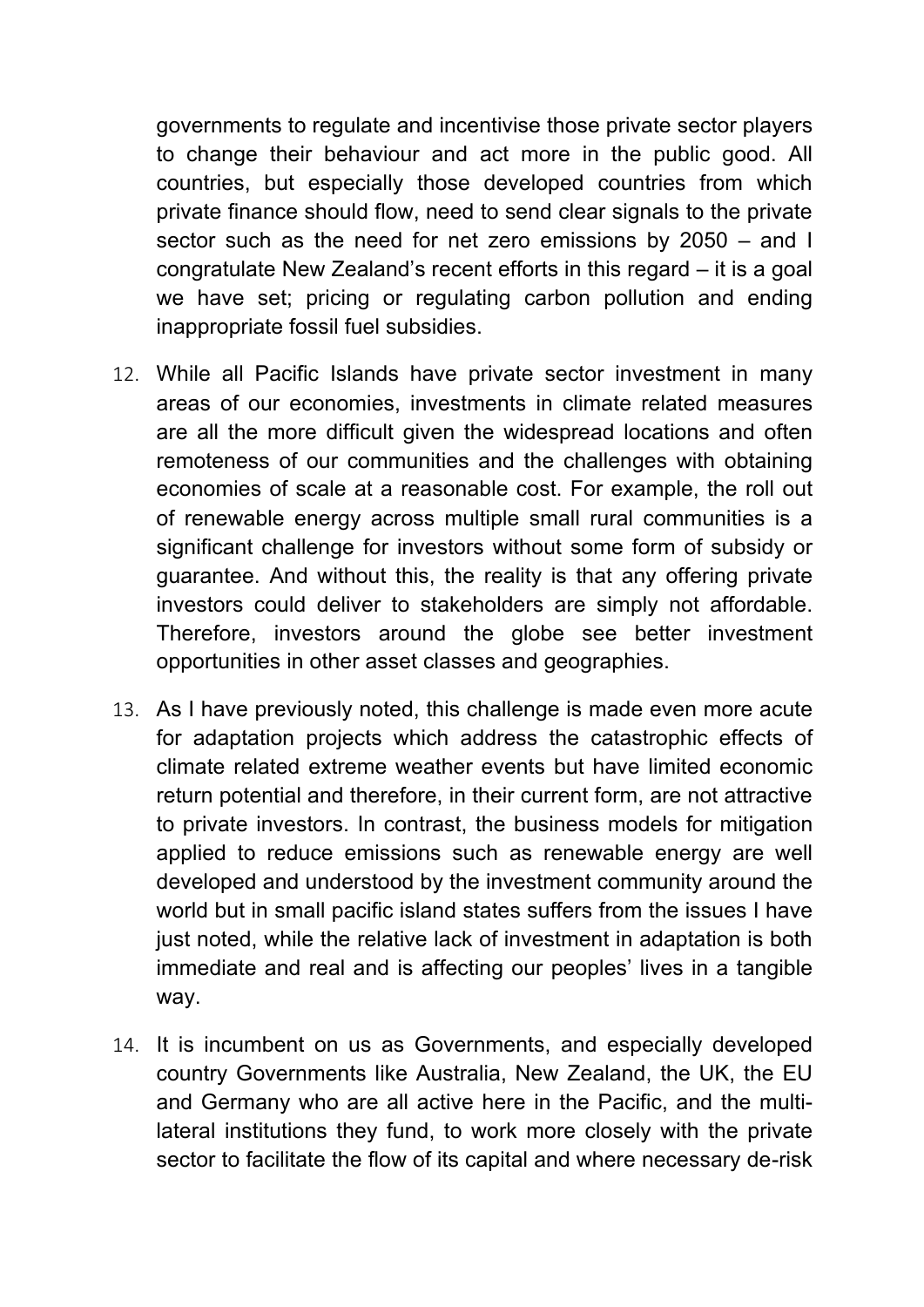governments to regulate and incentivise those private sector players to change their behaviour and act more in the public good. All countries, but especially those developed countries from which private finance should flow, need to send clear signals to the private sector such as the need for net zero emissions by 2050 – and I congratulate New Zealand's recent efforts in this regard – it is a goal we have set; pricing or regulating carbon pollution and ending inappropriate fossil fuel subsidies.

12. While all Pacific Islands have private sector investment in many areas of our economies, investments in climate related measures are all the more difficult given the widespread locations and often remoteness of our communities and the challenges with obtaining economies of scale at a reasonable cost. For example, the roll out of renewable energy across multiple small rural communities is a significant challenge for investors without some form of subsidy or guarantee. And without this, the reality is that any offering private investors could deliver to stakeholders are simply not affordable. Therefore, investors around the globe see better investment opportunities in other asset classes and geographies.

13. As I have previously noted, this challenge is made even more acute for adaptation projects which address the catastrophic effects of climate related extreme weather events but have limited economic return potential and therefore, in their current form, are not attractive to private investors. In contrast, the business models for mitigation applied to reduce emissions such as renewable energy are well developed and understood by the investment community around the world but in small pacific island states suffers from the issues I have just noted, while the relative lack of investment in adaptation is both immediate and real and is affecting our peoples' lives in a tangible way.

14. It is incumbent on us as Governments, and especially developed country Governments like Australia, New Zealand, the UK, the EU and Germany who are all active here in the Pacific, and the multi-lateral institutions they fund, to work more closely with the private sector to facilitate the flow of its capital and where necessary de-risk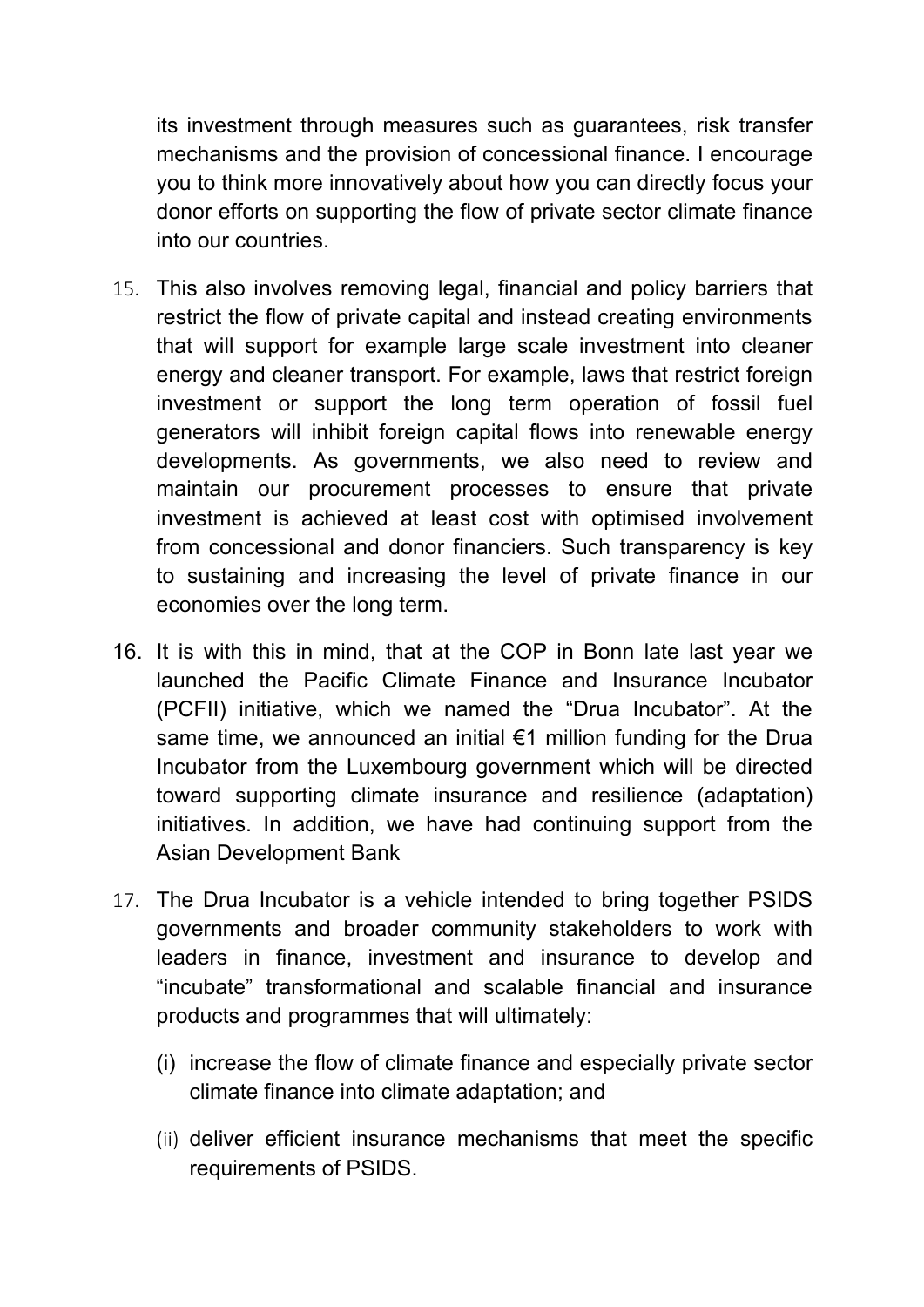its investment through measures such as guarantees, risk transfer mechanisms and the provision of concessional finance. I encourage you to think more innovatively about how you can directly focus your donor efforts on supporting the flow of private sector climate finance into our countries.

15. This also involves removing legal, financial and policy barriers that restrict the flow of private capital and instead creating environments that will support for example large scale investment into cleaner energy and cleaner transport. For example, laws that restrict foreign investment or support the long term operation of fossil fuel generators will inhibit foreign capital flows into renewable energy developments. As governments, we also need to review and maintain our procurement processes to ensure that private investment is achieved at least cost with optimised involvement from concessional and donor financiers. Such transparency is key to sustaining and increasing the level of private finance in our economies over the long term.

16. It is with this in mind, that at the COP in Bonn late last year we launched the Pacific Climate Finance and Insurance Incubator (PCFII) initiative, which we named the "Drua Incubator". At the same time, we announced an initial €1 million funding for the Drua Incubator from the Luxembourg government which will be directed toward supporting climate insurance and resilience (adaptation) initiatives. In addition, we have had continuing support from the Asian Development Bank

17. The Drua Incubator is a vehicle intended to bring together PSIDS governments and broader community stakeholders to work with leaders in finance, investment and insurance to develop and "incubate" transformational and scalable financial and insurance products and programmes that will ultimately:

    (i) increase the flow of climate finance and especially private sector climate finance into climate adaptation; and

    (ii) deliver efficient insurance mechanisms that meet the specific requirements of PSIDS.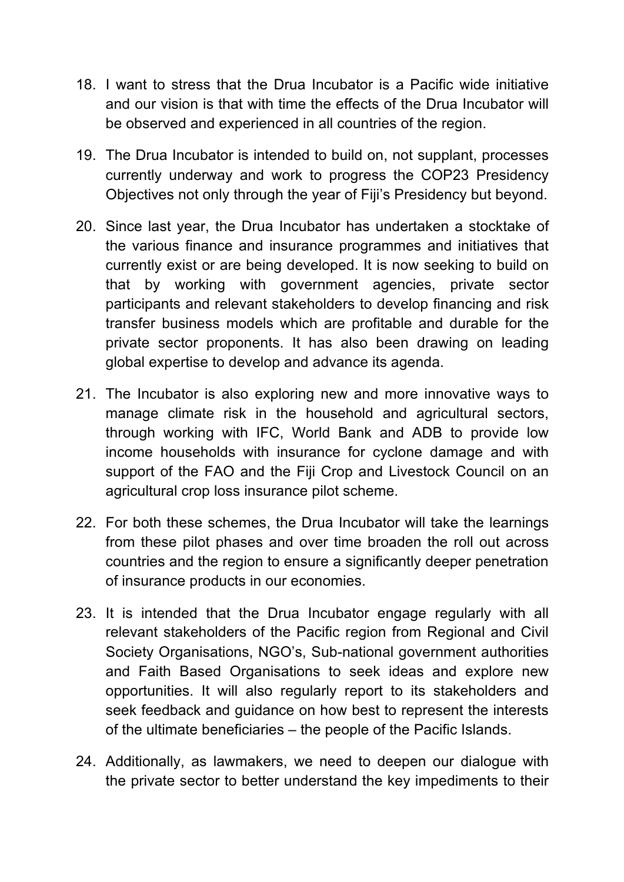18. I want to stress that the Drua Incubator is a Pacific wide initiative and our vision is that with time the effects of the Drua Incubator will be observed and experienced in all countries of the region.

19. The Drua Incubator is intended to build on, not supplant, processes currently underway and work to progress the COP23 Presidency Objectives not only through the year of Fiji's Presidency but beyond.

20. Since last year, the Drua Incubator has undertaken a stocktake of the various finance and insurance programmes and initiatives that currently exist or are being developed. It is now seeking to build on that by working with government agencies, private sector participants and relevant stakeholders to develop financing and risk transfer business models which are profitable and durable for the private sector proponents. It has also been drawing on leading global expertise to develop and advance its agenda.

21. The Incubator is also exploring new and more innovative ways to manage climate risk in the household and agricultural sectors, through working with IFC, World Bank and ADB to provide low income households with insurance for cyclone damage and with support of the FAO and the Fiji Crop and Livestock Council on an agricultural crop loss insurance pilot scheme.

22. For both these schemes, the Drua Incubator will take the learnings from these pilot phases and over time broaden the roll out across countries and the region to ensure a significantly deeper penetration of insurance products in our economies.

23. It is intended that the Drua Incubator engage regularly with all relevant stakeholders of the Pacific region from Regional and Civil Society Organisations, NGO's, Sub-national government authorities and Faith Based Organisations to seek ideas and explore new opportunities. It will also regularly report to its stakeholders and seek feedback and guidance on how best to represent the interests of the ultimate beneficiaries – the people of the Pacific Islands.

24. Additionally, as lawmakers, we need to deepen our dialogue with the private sector to better understand the key impediments to their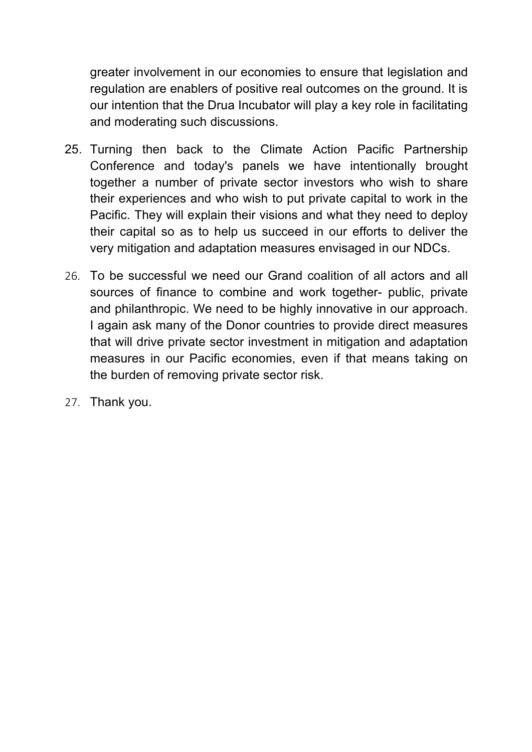greater involvement in our economies to ensure that legislation and regulation are enablers of positive real outcomes on the ground. It is our intention that the Drua Incubator will play a key role in facilitating and moderating such discussions.

25. Turning then back to the Climate Action Pacific Partnership Conference and today's panels we have intentionally brought together a number of private sector investors who wish to share their experiences and who wish to put private capital to work in the Pacific. They will explain their visions and what they need to deploy their capital so as to help us succeed in our efforts to deliver the very mitigation and adaptation measures envisaged in our NDCs.

26. To be successful we need our Grand coalition of all actors and all sources of finance to combine and work together- public, private and philanthropic. We need to be highly innovative in our approach. I again ask many of the Donor countries to provide direct measures that will drive private sector investment in mitigation and adaptation measures in our Pacific economies, even if that means taking on the burden of removing private sector risk.

27. Thank you.